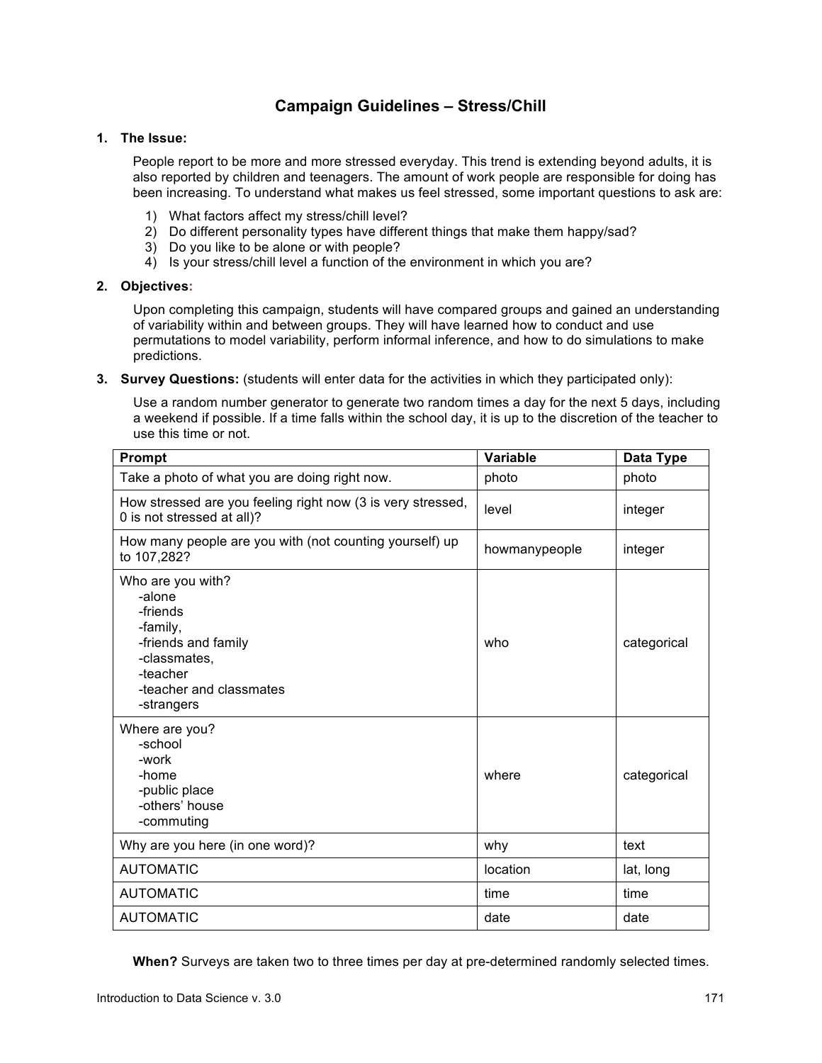# Campaign Guidelines – Stress/Chill

**1. The Issue:**

People report to be more and more stressed everyday. This trend is extending beyond adults, it is also reported by children and teenagers. The amount of work people are responsible for doing has been increasing. To understand what makes us feel stressed, some important questions to ask are:

1) What factors affect my stress/chill level?
2) Do different personality types have different things that make them happy/sad?
3) Do you like to be alone or with people?
4) Is your stress/chill level a function of the environment in which you are?

**2. Objectives:**

Upon completing this campaign, students will have compared groups and gained an understanding of variability within and between groups. They will have learned how to conduct and use permutations to model variability, perform informal inference, and how to do simulations to make predictions.

**3. Survey Questions:** (students will enter data for the activities in which they participated only):

Use a random number generator to generate two random times a day for the next 5 days, including a weekend if possible. If a time falls within the school day, it is up to the discretion of the teacher to use this time or not.

| Prompt | Variable | Data Type |
|---|---|---|
| Take a photo of what you are doing right now. | photo | photo |
| How stressed are you feeling right now (3 is very stressed, 0 is not stressed at all)? | level | integer |
| How many people are you with (not counting yourself) up to 107,282? | howmanypeople | integer |
| Who are you with?<br>-alone<br>-friends<br>-family,<br>-friends and family<br>-classmates,<br>-teacher<br>-teacher and classmates<br>-strangers | who | categorical |
| Where are you?<br>-school<br>-work<br>-home<br>-public place<br>-others' house<br>-commuting | where | categorical |
| Why are you here (in one word)? | why | text |
| AUTOMATIC | location | lat, long |
| AUTOMATIC | time | time |
| AUTOMATIC | date | date |

**When?** Surveys are taken two to three times per day at pre-determined randomly selected times.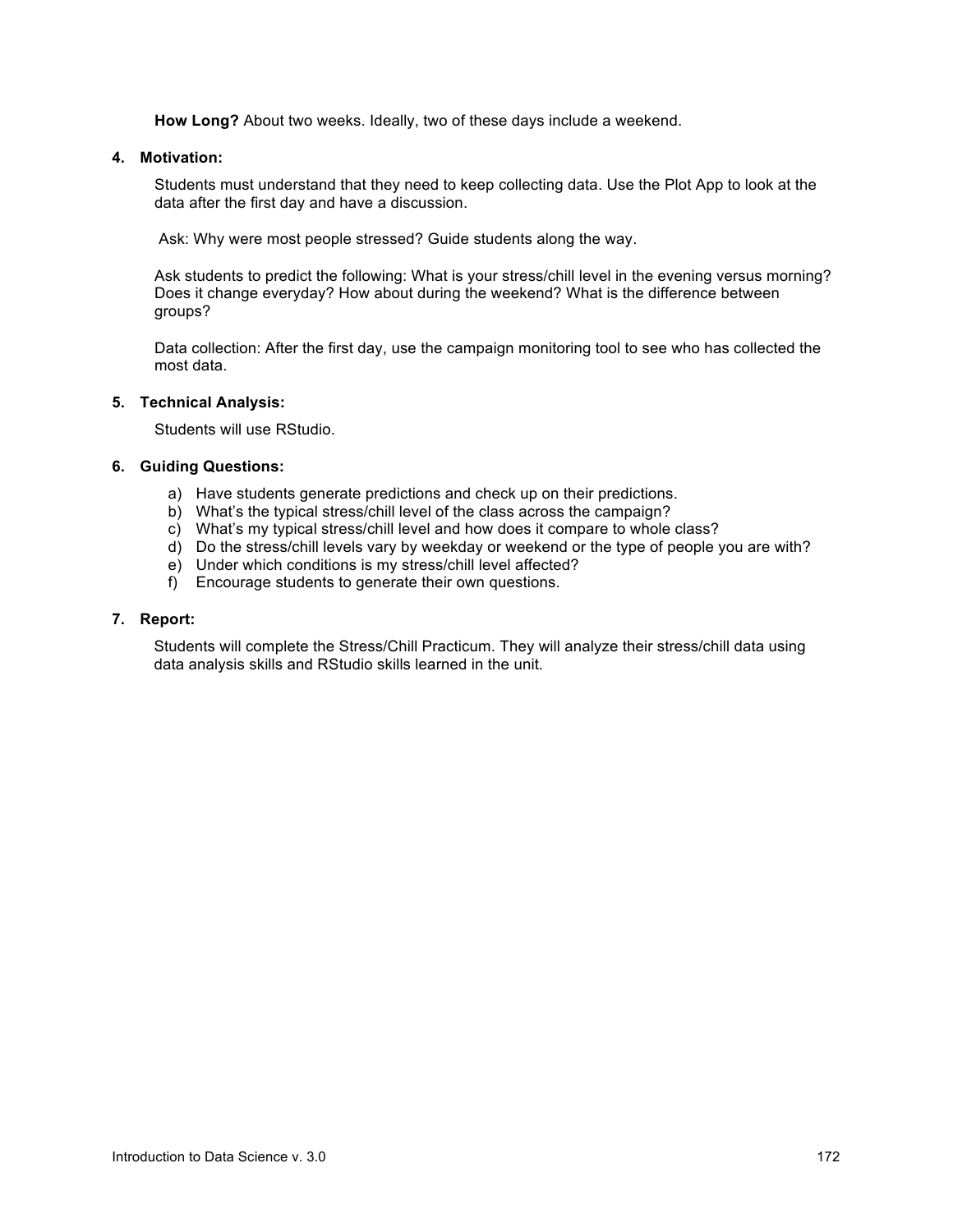**How Long?** About two weeks. Ideally, two of these days include a weekend.

4. **Motivation:**

   Students must understand that they need to keep collecting data. Use the Plot App to look at the data after the first day and have a discussion.

   Ask: Why were most people stressed? Guide students along the way.

   Ask students to predict the following: What is your stress/chill level in the evening versus morning? Does it change everyday? How about during the weekend? What is the difference between groups?

   Data collection: After the first day, use the campaign monitoring tool to see who has collected the most data.

5. **Technical Analysis:**

   Students will use RStudio.

6. **Guiding Questions:**

   a) Have students generate predictions and check up on their predictions.
   b) What's the typical stress/chill level of the class across the campaign?
   c) What's my typical stress/chill level and how does it compare to whole class?
   d) Do the stress/chill levels vary by weekday or weekend or the type of people you are with?
   e) Under which conditions is my stress/chill level affected?
   f) Encourage students to generate their own questions.

7. **Report:**

   Students will complete the Stress/Chill Practicum. They will analyze their stress/chill data using data analysis skills and RStudio skills learned in the unit.